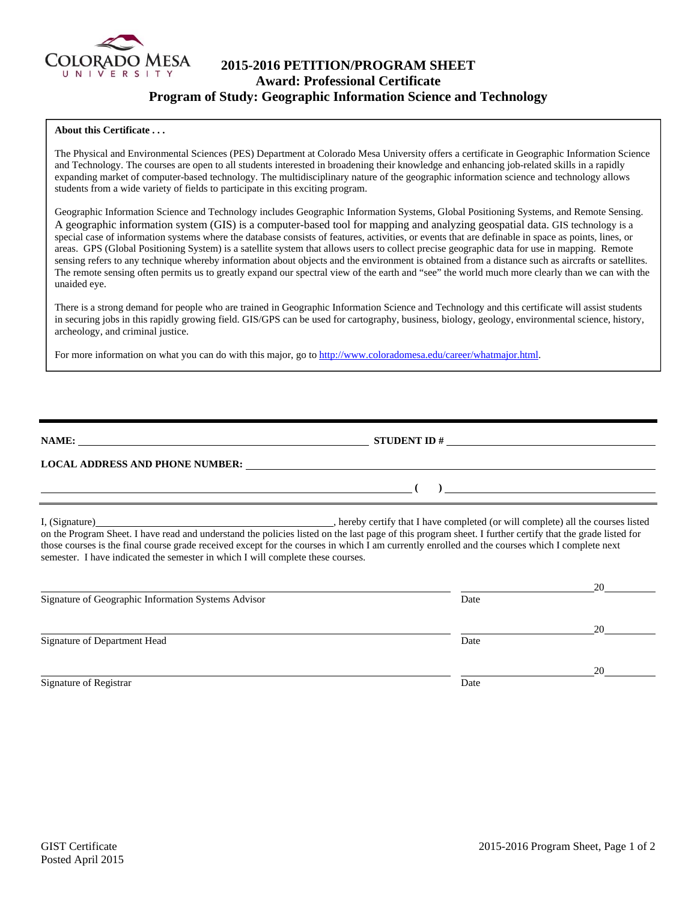# 2015-2016 PETITION/PROGRAM SHEET
## Award: Professional Certificate
## Program of Study: Geographic Information Science and Technology

**About this Certificate . . .**

The Physical and Environmental Sciences (PES) Department at Colorado Mesa University offers a certificate in Geographic Information Science and Technology. The courses are open to all students interested in broadening their knowledge and enhancing job-related skills in a rapidly expanding market of computer-based technology. The multidisciplinary nature of the geographic information science and technology allows students from a wide variety of fields to participate in this exciting program.

Geographic Information Science and Technology includes Geographic Information Systems, Global Positioning Systems, and Remote Sensing. A geographic information system (GIS) is a computer-based tool for mapping and analyzing geospatial data. GIS technology is a special case of information systems where the database consists of features, activities, or events that are definable in space as points, lines, or areas. GPS (Global Positioning System) is a satellite system that allows users to collect precise geographic data for use in mapping. Remote sensing refers to any technique whereby information about objects and the environment is obtained from a distance such as aircrafts or satellites. The remote sensing often permits us to greatly expand our spectral view of the earth and "see" the world much more clearly than we can with the unaided eye.

There is a strong demand for people who are trained in Geographic Information Science and Technology and this certificate will assist students in securing jobs in this rapidly growing field. GIS/GPS can be used for cartography, business, biology, geology, environmental science, history, archeology, and criminal justice.

For more information on what you can do with this major, go to http://www.coloradomesa.edu/career/whatmajor.html.

---

**NAME:** ______________________ **STUDENT ID #** ______________________

**LOCAL ADDRESS AND PHONE NUMBER:** ______________________

______________________ **( )** ______________________

I, (Signature)______________________, hereby certify that I have completed (or will complete) all the courses listed on the Program Sheet. I have read and understand the policies listed on the last page of this program sheet. I further certify that the grade listed for those courses is the final course grade received except for the courses in which I am currently enrolled and the courses which I complete next semester. I have indicated the semester in which I will complete these courses.

______________________ ______________ 20______
Signature of Geographic Information Systems Advisor Date

______________________ ______________ 20______
Signature of Department Head Date

______________________ ______________ 20______
Signature of Registrar Date

GIST Certificate
Posted April 2015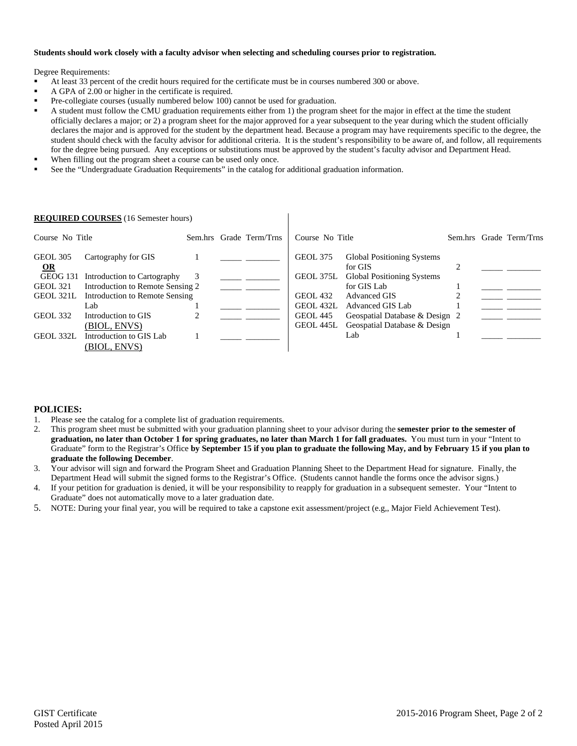**Students should work closely with a faculty advisor when selecting and scheduling courses prior to registration.**

Degree Requirements:

- At least 33 percent of the credit hours required for the certificate must be in courses numbered 300 or above.
- A GPA of 2.00 or higher in the certificate is required.
- Pre-collegiate courses (usually numbered below 100) cannot be used for graduation.
- A student must follow the CMU graduation requirements either from 1) the program sheet for the major in effect at the time the student officially declares a major; or 2) a program sheet for the major approved for a year subsequent to the year during which the student officially declares the major and is approved for the student by the department head. Because a program may have requirements specific to the degree, the student should check with the faculty advisor for additional criteria. It is the student's responsibility to be aware of, and follow, all requirements for the degree being pursued. Any exceptions or substitutions must be approved by the student's faculty advisor and Department Head.
- When filling out the program sheet a course can be used only once.
- See the "Undergraduate Graduation Requirements" in the catalog for additional graduation information.

**REQUIRED COURSES** (16 Semester hours)

| Course No | Title | Sem.hrs | Grade | Term/Trns |
|---|---|---|---|---|
| GEOL 305 | Cartography for GIS | 1 | _____ | ________ |
| **OR** | | | | |
| GEOG 131 | Introduction to Cartography | 3 | _____ | ________ |
| GEOL 321 | Introduction to Remote Sensing | 2 | _____ | ________ |
| GEOL 321L | Introduction to Remote Sensing Lab | 1 | _____ | ________ |
| GEOL 332 | Introduction to GIS (BIOL, ENVS) | 2 | _____ | ________ |
| GEOL 332L | Introduction to GIS Lab (BIOL, ENVS) | 1 | _____ | ________ |
| GEOL 375 | Global Positioning Systems for GIS | 2 | _____ | ________ |
| GEOL 375L | Global Positioning Systems for GIS Lab | 1 | _____ | ________ |
| GEOL 432 | Advanced GIS | 2 | _____ | ________ |
| GEOL 432L | Advanced GIS Lab | 1 | _____ | ________ |
| GEOL 445 | Geospatial Database & Design | 2 | _____ | ________ |
| GEOL 445L | Geospatial Database & Design Lab | 1 | _____ | ________ |

## POLICIES:

1. Please see the catalog for a complete list of graduation requirements.
2. This program sheet must be submitted with your graduation planning sheet to your advisor during the **semester prior to the semester of graduation, no later than October 1 for spring graduates, no later than March 1 for fall graduates.** You must turn in your "Intent to Graduate" form to the Registrar's Office **by September 15 if you plan to graduate the following May, and by February 15 if you plan to graduate the following December**.
3. Your advisor will sign and forward the Program Sheet and Graduation Planning Sheet to the Department Head for signature. Finally, the Department Head will submit the signed forms to the Registrar's Office. (Students cannot handle the forms once the advisor signs.)
4. If your petition for graduation is denied, it will be your responsibility to reapply for graduation in a subsequent semester. Your "Intent to Graduate" does not automatically move to a later graduation date.
5. NOTE: During your final year, you will be required to take a capstone exit assessment/project (e.g,, Major Field Achievement Test).

GIST Certificate
Posted April 2015

2015-2016 Program Sheet